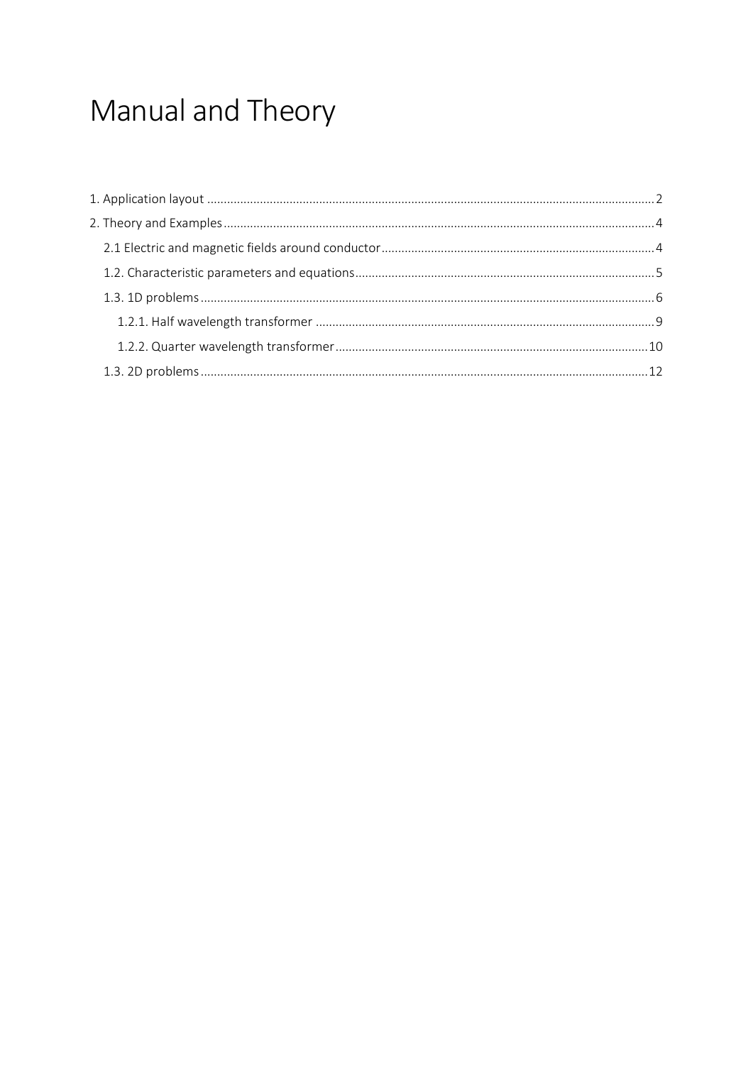# Manual and Theory

1. Application layout .......... 2
2. Theory and Examples .......... 4
   - 2.1 Electric and magnetic fields around conductor .......... 4
   - 1.2. Characteristic parameters and equations .......... 5
   - 1.3. 1D problems .......... 6
     - 1.2.1. Half wavelength transformer .......... 9
     - 1.2.2. Quarter wavelength transformer .......... 10
   - 1.3. 2D problems .......... 12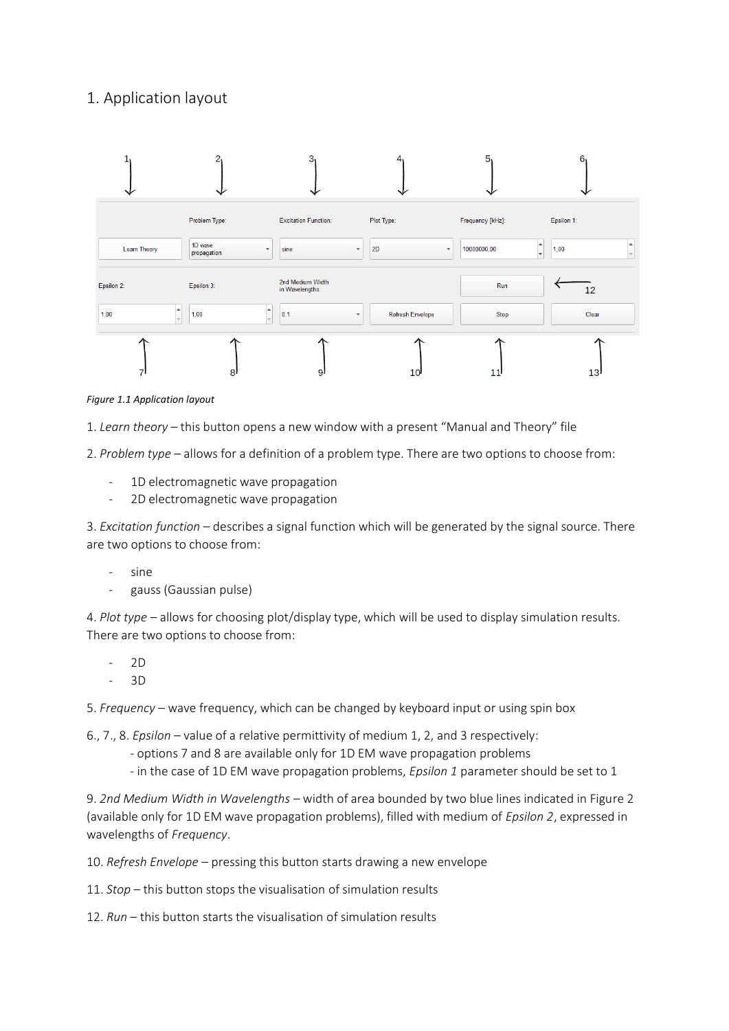# 1. Application layout

*Figure 1.1 Application layout*

1. *Learn theory* – this button opens a new window with a present "Manual and Theory" file

2. *Problem type* – allows for a definition of a problem type. There are two options to choose from:

    - 1D electromagnetic wave propagation
    - 2D electromagnetic wave propagation

3. *Excitation function* – describes a signal function which will be generated by the signal source. There are two options to choose from:

    - sine
    - gauss (Gaussian pulse)

4. *Plot type* – allows for choosing plot/display type, which will be used to display simulation results. There are two options to choose from:

    - 2D
    - 3D

5. *Frequency* – wave frequency, which can be changed by keyboard input or using spin box

6., 7., 8. *Epsilon* – value of a relative permittivity of medium 1, 2, and 3 respectively:
    - options 7 and 8 are available only for 1D EM wave propagation problems
    - in the case of 1D EM wave propagation problems, *Epsilon 1* parameter should be set to 1

9. *2nd Medium Width in Wavelengths* – width of area bounded by two blue lines indicated in Figure 2 (available only for 1D EM wave propagation problems), filled with medium of *Epsilon 2*, expressed in wavelengths of *Frequency*.

10. *Refresh Envelope* – pressing this button starts drawing a new envelope

11. *Stop* – this button stops the visualisation of simulation results

12. *Run* – this button starts the visualisation of simulation results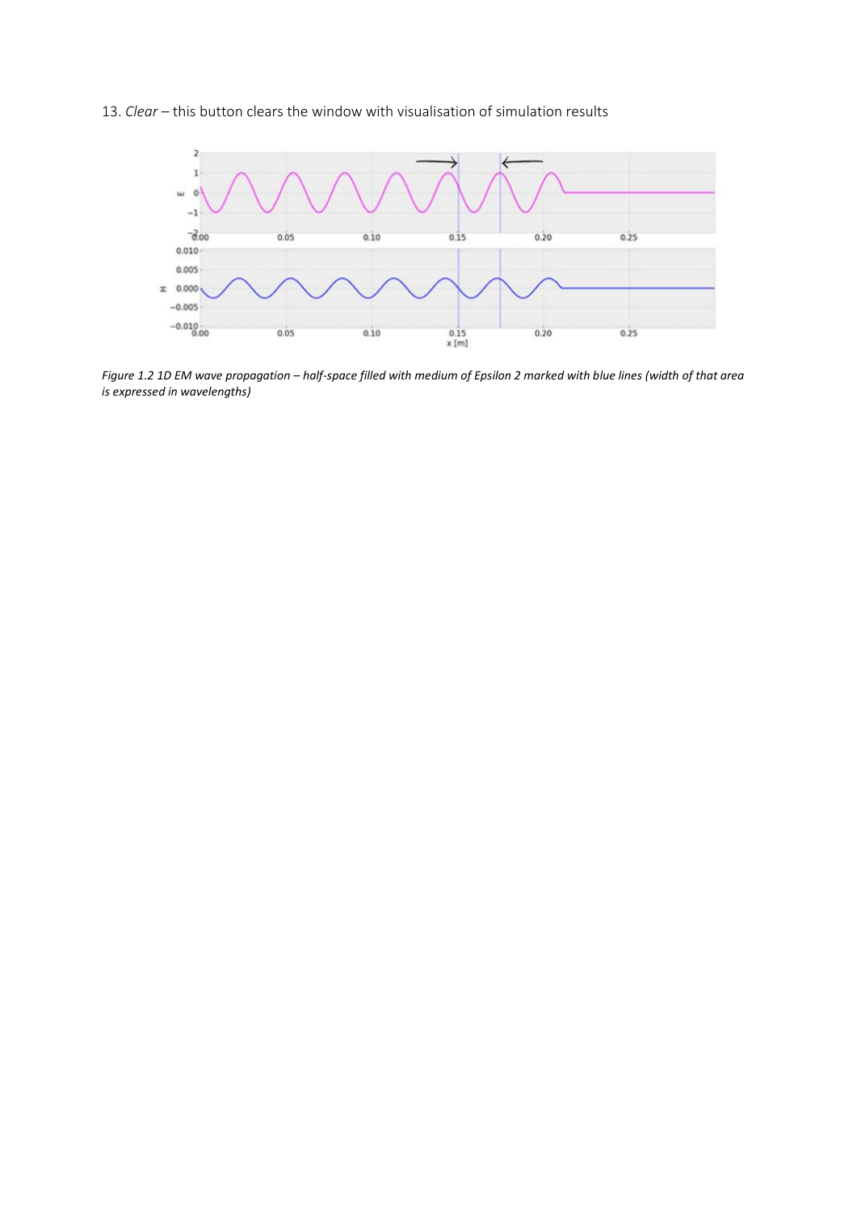13. *Clear* – this button clears the window with visualisation of simulation results

2
1
E 0
−1
−2
0.00
0.05
0.10
0.15
0.20
0.25
0.010
0.005
H 0.000
−0.005
−0.010
0.00
0.05
0.10
0.15
0.20
0.25
x [m]

*Figure 1.2 1D EM wave propagation – half-space filled with medium of Epsilon 2 marked with blue lines (width of that area is expressed in wavelengths)*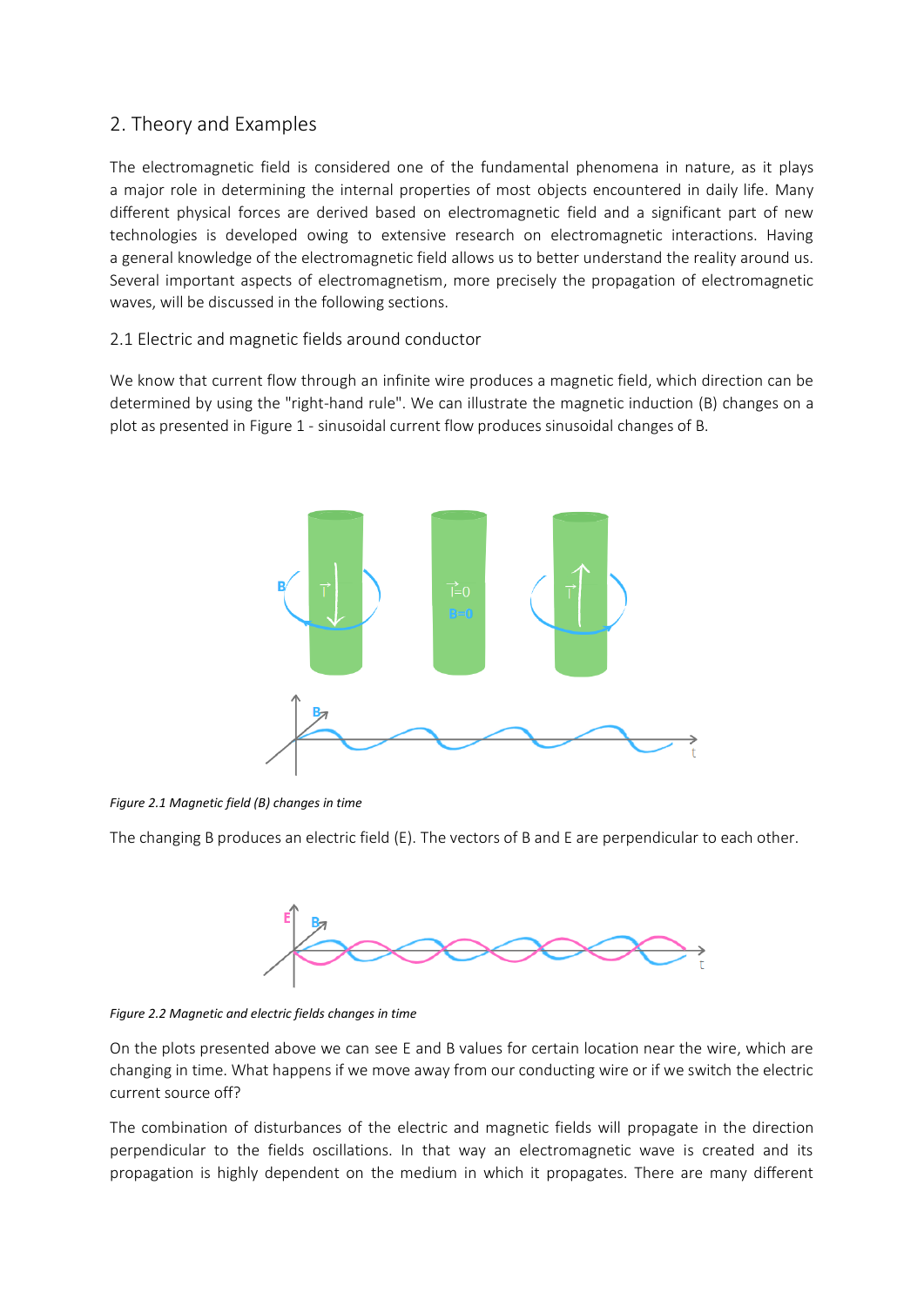## 2. Theory and Examples

The electromagnetic field is considered one of the fundamental phenomena in nature, as it plays a major role in determining the internal properties of most objects encountered in daily life. Many different physical forces are derived based on electromagnetic field and a significant part of new technologies is developed owing to extensive research on electromagnetic interactions. Having a general knowledge of the electromagnetic field allows us to better understand the reality around us. Several important aspects of electromagnetism, more precisely the propagation of electromagnetic waves, will be discussed in the following sections.

### 2.1 Electric and magnetic fields around conductor

We know that current flow through an infinite wire produces a magnetic field, which direction can be determined by using the "right-hand rule". We can illustrate the magnetic induction (B) changes on a plot as presented in Figure 1 - sinusoidal current flow produces sinusoidal changes of B.

B

$\vec{I}$

$\vec{I}$=0

B=0

$\vec{I}$

B

t

*Figure 2.1 Magnetic field (B) changes in time*

The changing B produces an electric field (E). The vectors of B and E are perpendicular to each other.

E

B

t

*Figure 2.2 Magnetic and electric fields changes in time*

On the plots presented above we can see E and B values for certain location near the wire, which are changing in time. What happens if we move away from our conducting wire or if we switch the electric current source off?

The combination of disturbances of the electric and magnetic fields will propagate in the direction perpendicular to the fields oscillations. In that way an electromagnetic wave is created and its propagation is highly dependent on the medium in which it propagates. There are many different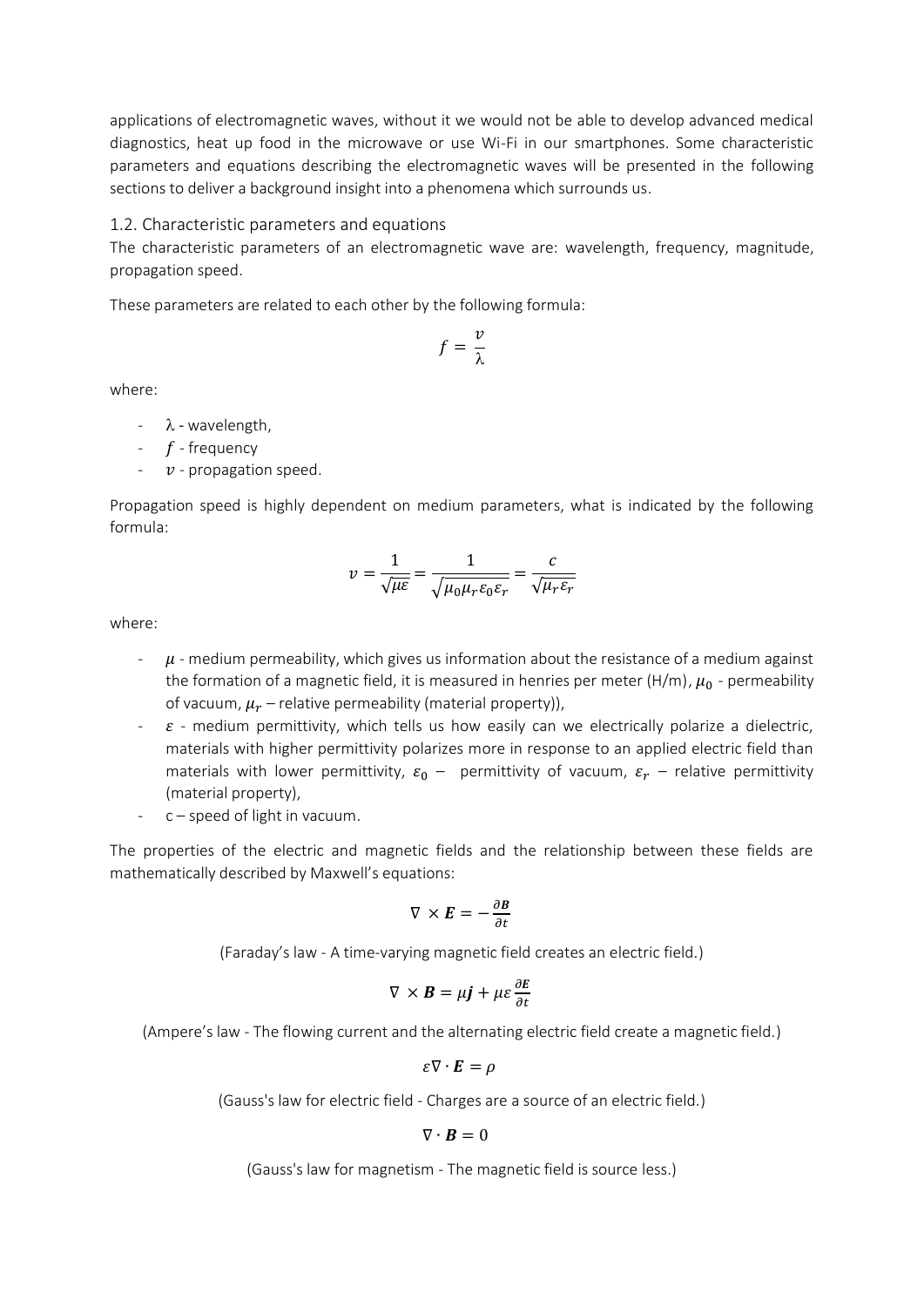applications of electromagnetic waves, without it we would not be able to develop advanced medical diagnostics, heat up food in the microwave or use Wi-Fi in our smartphones. Some characteristic parameters and equations describing the electromagnetic waves will be presented in the following sections to deliver a background insight into a phenomena which surrounds us.

### 1.2. Characteristic parameters and equations

The characteristic parameters of an electromagnetic wave are: wavelength, frequency, magnitude, propagation speed.

These parameters are related to each other by the following formula:

$$f = \frac{v}{\lambda}$$

where:

- $\lambda$ - wavelength,
- $f$ - frequency
- $v$ - propagation speed.

Propagation speed is highly dependent on medium parameters, what is indicated by the following formula:

$$v = \frac{1}{\sqrt{\mu\varepsilon}} = \frac{1}{\sqrt{\mu_0\mu_r\varepsilon_0\varepsilon_r}} = \frac{c}{\sqrt{\mu_r\varepsilon_r}}$$

where:

- $\mu$ - medium permeability, which gives us information about the resistance of a medium against the formation of a magnetic field, it is measured in henries per meter (H/m), $\mu_0$ - permeability of vacuum, $\mu_r$ – relative permeability (material property)),
- $\varepsilon$ - medium permittivity, which tells us how easily can we electrically polarize a dielectric, materials with higher permittivity polarizes more in response to an applied electric field than materials with lower permittivity, $\varepsilon_0$ – permittivity of vacuum, $\varepsilon_r$ – relative permittivity (material property),
- c – speed of light in vacuum.

The properties of the electric and magnetic fields and the relationship between these fields are mathematically described by Maxwell's equations:

$$\nabla \times \boldsymbol{E} = -\frac{\partial \boldsymbol{B}}{\partial t}$$

(Faraday's law - A time-varying magnetic field creates an electric field.)

$$\nabla \times \boldsymbol{B} = \mu \boldsymbol{j} + \mu\varepsilon\frac{\partial \boldsymbol{E}}{\partial t}$$

(Ampere's law - The flowing current and the alternating electric field create a magnetic field.)

$$\varepsilon\nabla \cdot \boldsymbol{E} = \rho$$

(Gauss's law for electric field - Charges are a source of an electric field.)

$$\nabla \cdot \boldsymbol{B} = 0$$

(Gauss's law for magnetism - The magnetic field is source less.)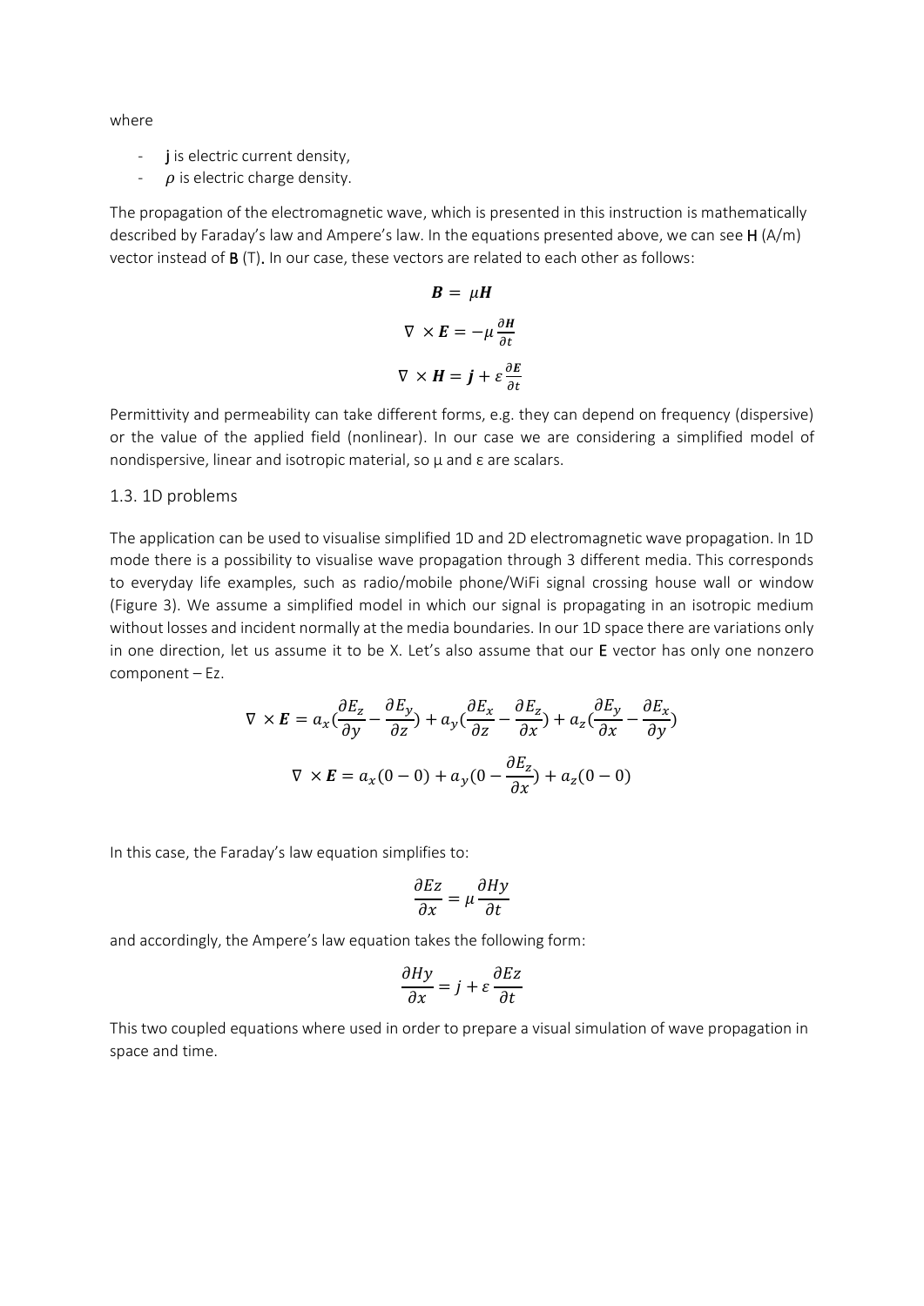where

- **j** is electric current density,
- $\rho$ is electric charge density.

The propagation of the electromagnetic wave, which is presented in this instruction is mathematically described by Faraday's law and Ampere's law. In the equations presented above, we can see **H** (A/m) vector instead of **B** (T). In our case, these vectors are related to each other as follows:

$$\boldsymbol{B} = \mu \boldsymbol{H}$$

$$\nabla \times \boldsymbol{E} = -\mu \frac{\partial \boldsymbol{H}}{\partial t}$$

$$\nabla \times \boldsymbol{H} = \boldsymbol{j} + \varepsilon \frac{\partial \boldsymbol{E}}{\partial t}$$

Permittivity and permeability can take different forms, e.g. they can depend on frequency (dispersive) or the value of the applied field (nonlinear). In our case we are considering a simplified model of nondispersive, linear and isotropic material, so $\mu$ and $\varepsilon$ are scalars.

### 1.3. 1D problems

The application can be used to visualise simplified 1D and 2D electromagnetic wave propagation. In 1D mode there is a possibility to visualise wave propagation through 3 different media. This corresponds to everyday life examples, such as radio/mobile phone/WiFi signal crossing house wall or window (Figure 3). We assume a simplified model in which our signal is propagating in an isotropic medium without losses and incident normally at the media boundaries. In our 1D space there are variations only in one direction, let us assume it to be X. Let's also assume that our **E** vector has only one nonzero component – Ez.

$$\nabla \times \boldsymbol{E} = a_x\left(\frac{\partial E_z}{\partial y} - \frac{\partial E_y}{\partial z}\right) + a_y\left(\frac{\partial E_x}{\partial z} - \frac{\partial E_z}{\partial x}\right) + a_z\left(\frac{\partial E_y}{\partial x} - \frac{\partial E_x}{\partial y}\right)$$

$$\nabla \times \boldsymbol{E} = a_x(0 - 0) + a_y\left(0 - \frac{\partial E_z}{\partial x}\right) + a_z(0 - 0)$$

In this case, the Faraday's law equation simplifies to:

$$\frac{\partial Ez}{\partial x} = \mu \frac{\partial Hy}{\partial t}$$

and accordingly, the Ampere's law equation takes the following form:

$$\frac{\partial Hy}{\partial x} = j + \varepsilon \frac{\partial Ez}{\partial t}$$

This two coupled equations where used in order to prepare a visual simulation of wave propagation in space and time.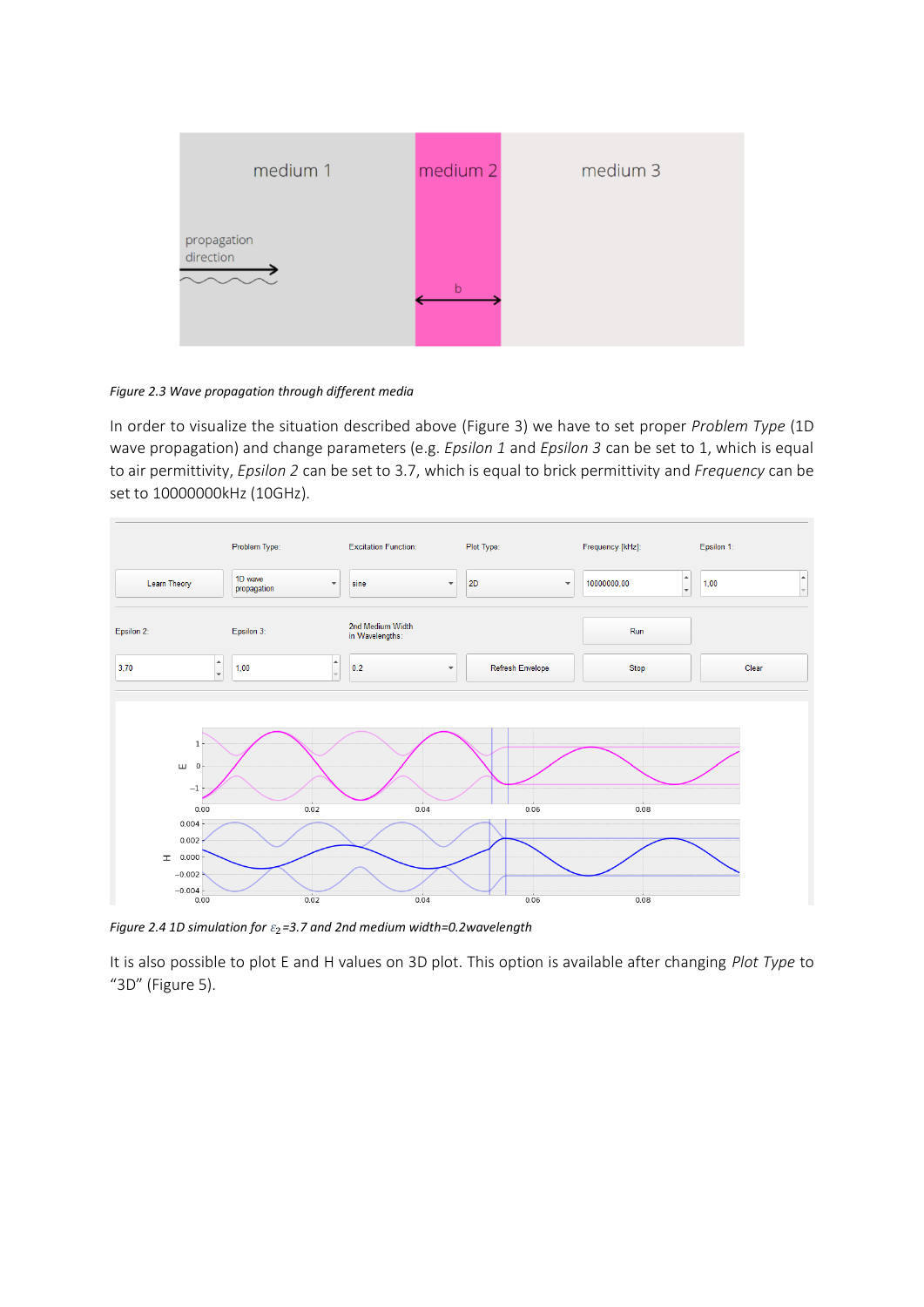medium 1

medium 2

medium 3

propagation direction

b

*Figure 2.3 Wave propagation through different media*

In order to visualize the situation described above (Figure 3) we have to set proper *Problem Type* (1D wave propagation) and change parameters (e.g. *Epsilon 1* and *Epsilon 3* can be set to 1, which is equal to air permittivity, *Epsilon 2* can be set to 3.7, which is equal to brick permittivity and *Frequency* can be set to 10000000kHz (10GHz).

Problem Type: | Excitation Function: | Plot Type: | Frequency [kHz]: | Epsilon 1:

Learn Theory | 1D wave propagation | sine | 2D | 10000000,00 | 1,00

Epsilon 2: | Epsilon 3: | 2nd Medium Width in Wavelengths: | Run

3,70 | 1,00 | 0.2 | Refresh Envelope | Stop | Clear

E

1

0

−1

0.00 0.02 0.04 0.06 0.08

H

0.004

0.002

0.000

−0.002

−0.004

0.00 0.02 0.04 0.06 0.08

*Figure 2.4 1D simulation for $\varepsilon_2$=3.7 and 2nd medium width=0.2wavelength*

It is also possible to plot E and H values on 3D plot. This option is available after changing *Plot Type* to "3D" (Figure 5).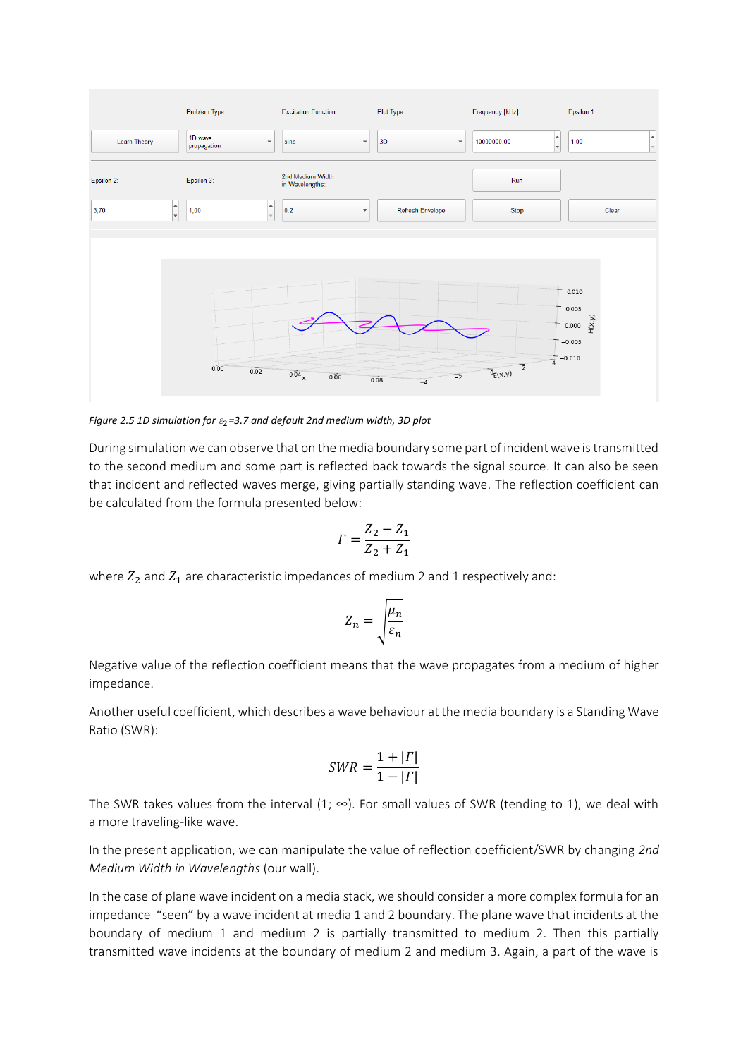Problem Type:
Excitation Function:
Plot Type:
Frequency [kHz]:
Epsilon 1:

Learn Theory
1D wave propagation
sine
3D
10000000,00
1,00

Epsilon 2:
Epsilon 3:
2nd Medium Width in Wavelengths:
Run

3,70
1,00
0.2
Refresh Envelope
Stop
Clear

0.010
0.005
0.000
−0.005
−0.010
H(x,y)
0.00
0.02
0.04
x
0.06
0.08
−4
−2
0
E(x,y)
2
4

*Figure 2.5 1D simulation for $\varepsilon_2$=3.7 and default 2nd medium width, 3D plot*

During simulation we can observe that on the media boundary some part of incident wave is transmitted to the second medium and some part is reflected back towards the signal source. It can also be seen that incident and reflected waves merge, giving partially standing wave. The reflection coefficient can be calculated from the formula presented below:

$$\Gamma = \frac{Z_2 - Z_1}{Z_2 + Z_1}$$

where $Z_2$ and $Z_1$ are characteristic impedances of medium 2 and 1 respectively and:

$$Z_n = \sqrt{\frac{\mu_n}{\varepsilon_n}}$$

Negative value of the reflection coefficient means that the wave propagates from a medium of higher impedance.

Another useful coefficient, which describes a wave behaviour at the media boundary is a Standing Wave Ratio (SWR):

$$SWR = \frac{1 + |\Gamma|}{1 - |\Gamma|}$$

The SWR takes values from the interval (1; ∞). For small values of SWR (tending to 1), we deal with a more traveling-like wave.

In the present application, we can manipulate the value of reflection coefficient/SWR by changing *2nd Medium Width in Wavelengths* (our wall).

In the case of plane wave incident on a media stack, we should consider a more complex formula for an impedance "seen" by a wave incident at media 1 and 2 boundary. The plane wave that incidents at the boundary of medium 1 and medium 2 is partially transmitted to medium 2. Then this partially transmitted wave incidents at the boundary of medium 2 and medium 3. Again, a part of the wave is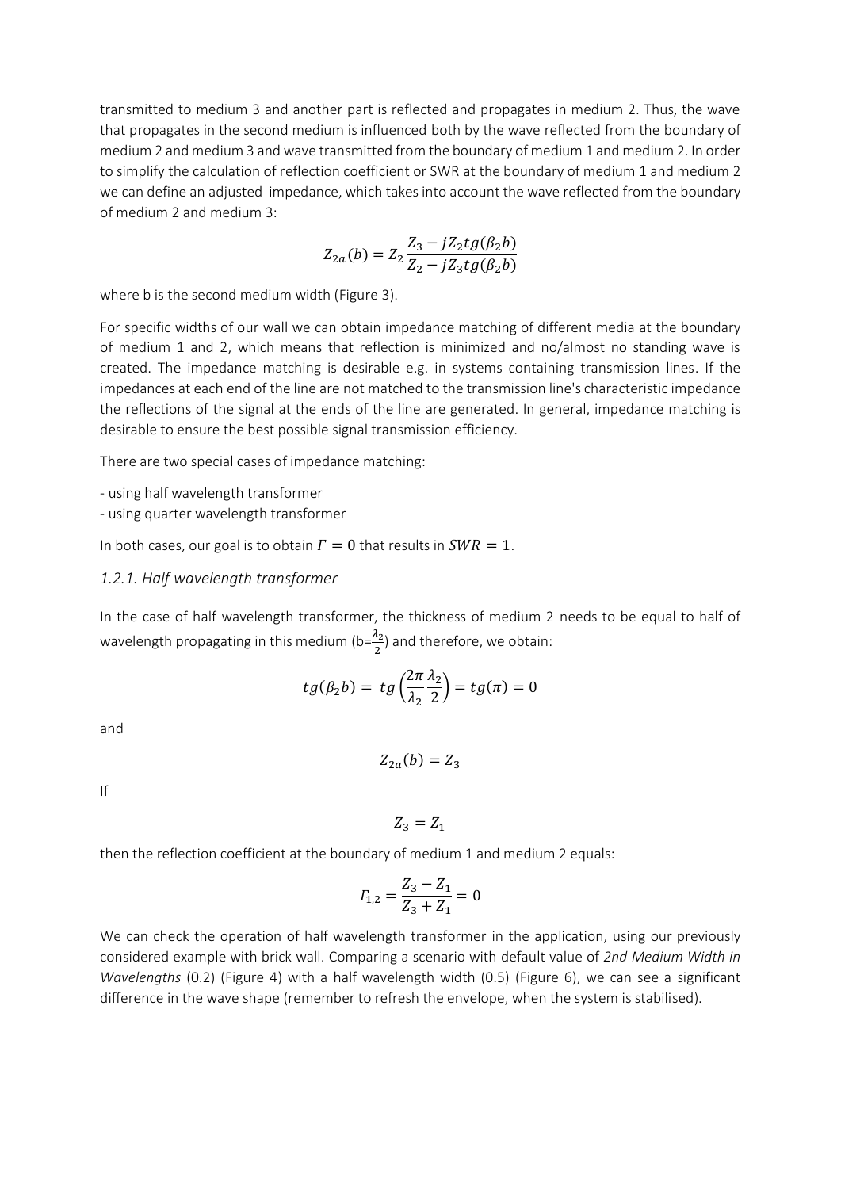transmitted to medium 3 and another part is reflected and propagates in medium 2. Thus, the wave that propagates in the second medium is influenced both by the wave reflected from the boundary of medium 2 and medium 3 and wave transmitted from the boundary of medium 1 and medium 2. In order to simplify the calculation of reflection coefficient or SWR at the boundary of medium 1 and medium 2 we can define an adjusted impedance, which takes into account the wave reflected from the boundary of medium 2 and medium 3:

$$Z_{2a}(b) = Z_2 \frac{Z_3 - jZ_2 tg(\beta_2 b)}{Z_2 - jZ_3 tg(\beta_2 b)}$$

where b is the second medium width (Figure 3).

For specific widths of our wall we can obtain impedance matching of different media at the boundary of medium 1 and 2, which means that reflection is minimized and no/almost no standing wave is created. The impedance matching is desirable e.g. in systems containing transmission lines. If the impedances at each end of the line are not matched to the transmission line's characteristic impedance the reflections of the signal at the ends of the line are generated. In general, impedance matching is desirable to ensure the best possible signal transmission efficiency.

There are two special cases of impedance matching:

- using half wavelength transformer
- using quarter wavelength transformer

In both cases, our goal is to obtain $\Gamma = 0$ that results in $SWR = 1$.

### *1.2.1. Half wavelength transformer*

In the case of half wavelength transformer, the thickness of medium 2 needs to be equal to half of wavelength propagating in this medium (b=$\frac{\lambda_2}{2}$) and therefore, we obtain:

$$tg(\beta_2 b) = tg\left(\frac{2\pi}{\lambda_2}\frac{\lambda_2}{2}\right) = tg(\pi) = 0$$

and

$$Z_{2a}(b) = Z_3$$

If

$$Z_3 = Z_1$$

then the reflection coefficient at the boundary of medium 1 and medium 2 equals:

$$\Gamma_{1,2} = \frac{Z_3 - Z_1}{Z_3 + Z_1} = 0$$

We can check the operation of half wavelength transformer in the application, using our previously considered example with brick wall. Comparing a scenario with default value of *2nd Medium Width in Wavelengths* (0.2) (Figure 4) with a half wavelength width (0.5) (Figure 6), we can see a significant difference in the wave shape (remember to refresh the envelope, when the system is stabilised).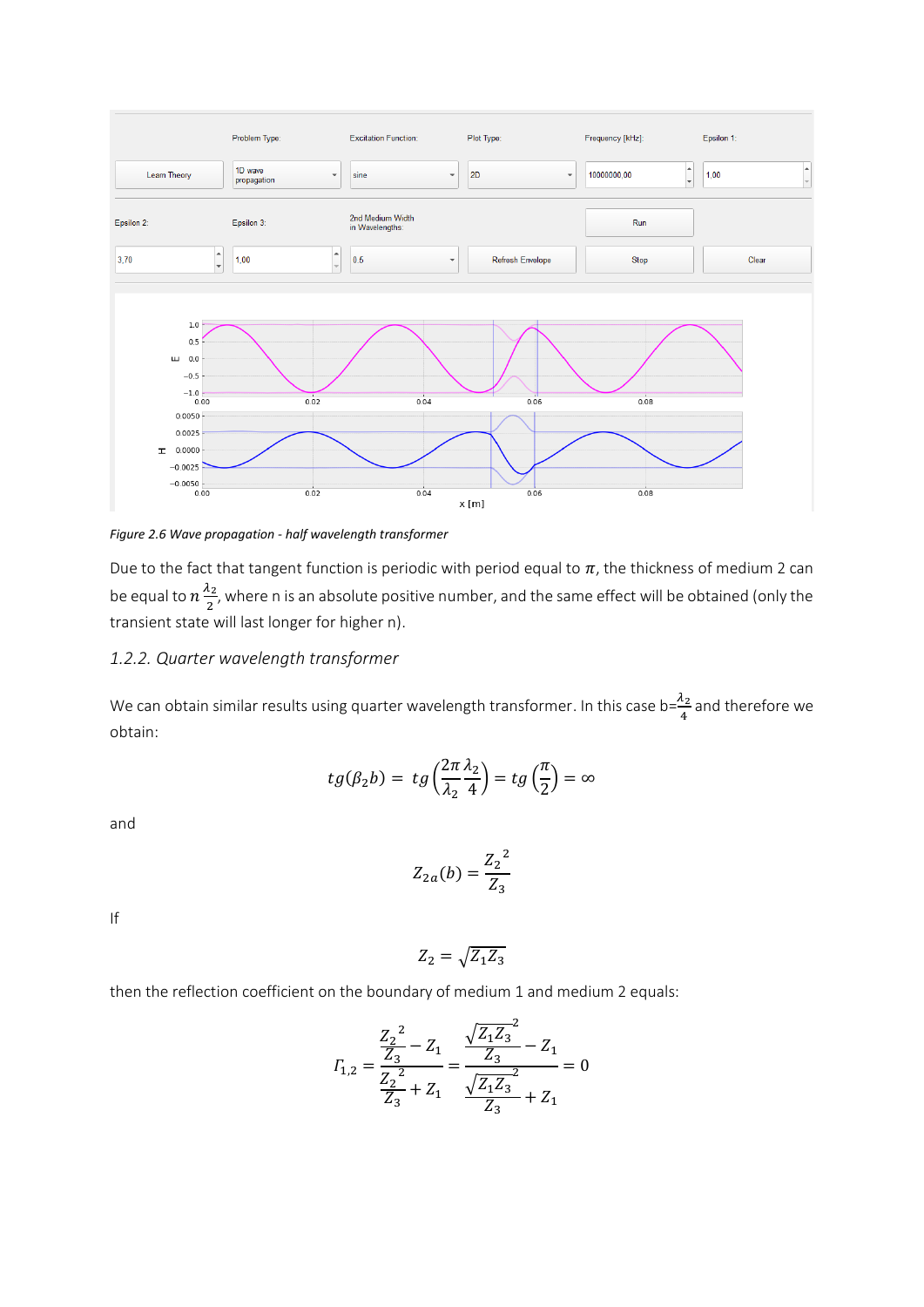Problem Type:
Excitation Function:
Plot Type:
Frequency [kHz]:
Epsilon 1:
Learn Theory
1D wave propagation
sine
2D
10000000,00
1,00
Epsilon 2:
Epsilon 3:
2nd Medium Width in Wavelengths:
Run
3,70
1,00
0.5
Refresh Envelope
Stop
Clear

1.0
0.5
E 0.0
−0.5
−1.0
0.00 0.02 0.04 0.06 0.08
0.0050
0.0025
H 0.0000
−0.0025
−0.0050
0.00 0.02 0.04 0.06 0.08
x [m]

*Figure 2.6 Wave propagation - half wavelength transformer*

Due to the fact that tangent function is periodic with period equal to $\pi$, the thickness of medium 2 can be equal to $n\frac{\lambda_2}{2}$, where n is an absolute positive number, and the same effect will be obtained (only the transient state will last longer for higher n).

### *1.2.2. Quarter wavelength transformer*

We can obtain similar results using quarter wavelength transformer. In this case b=$\frac{\lambda_2}{4}$ and therefore we obtain:

$$tg(\beta_2 b) = tg\left(\frac{2\pi}{\lambda_2}\frac{\lambda_2}{4}\right) = tg\left(\frac{\pi}{2}\right) = \infty$$

and

$$Z_{2a}(b) = \frac{{Z_2}^2}{Z_3}$$

If

$$Z_2 = \sqrt{Z_1 Z_3}$$

then the reflection coefficient on the boundary of medium 1 and medium 2 equals:

$$\Gamma_{1,2} = \frac{\frac{{Z_2}^2}{Z_3} - Z_1}{\frac{{Z_2}^2}{Z_3} + Z_1} = \frac{\frac{\sqrt{Z_1 Z_3}^2}{Z_3} - Z_1}{\frac{\sqrt{Z_1 Z_3}^2}{Z_3} + Z_1} = 0$$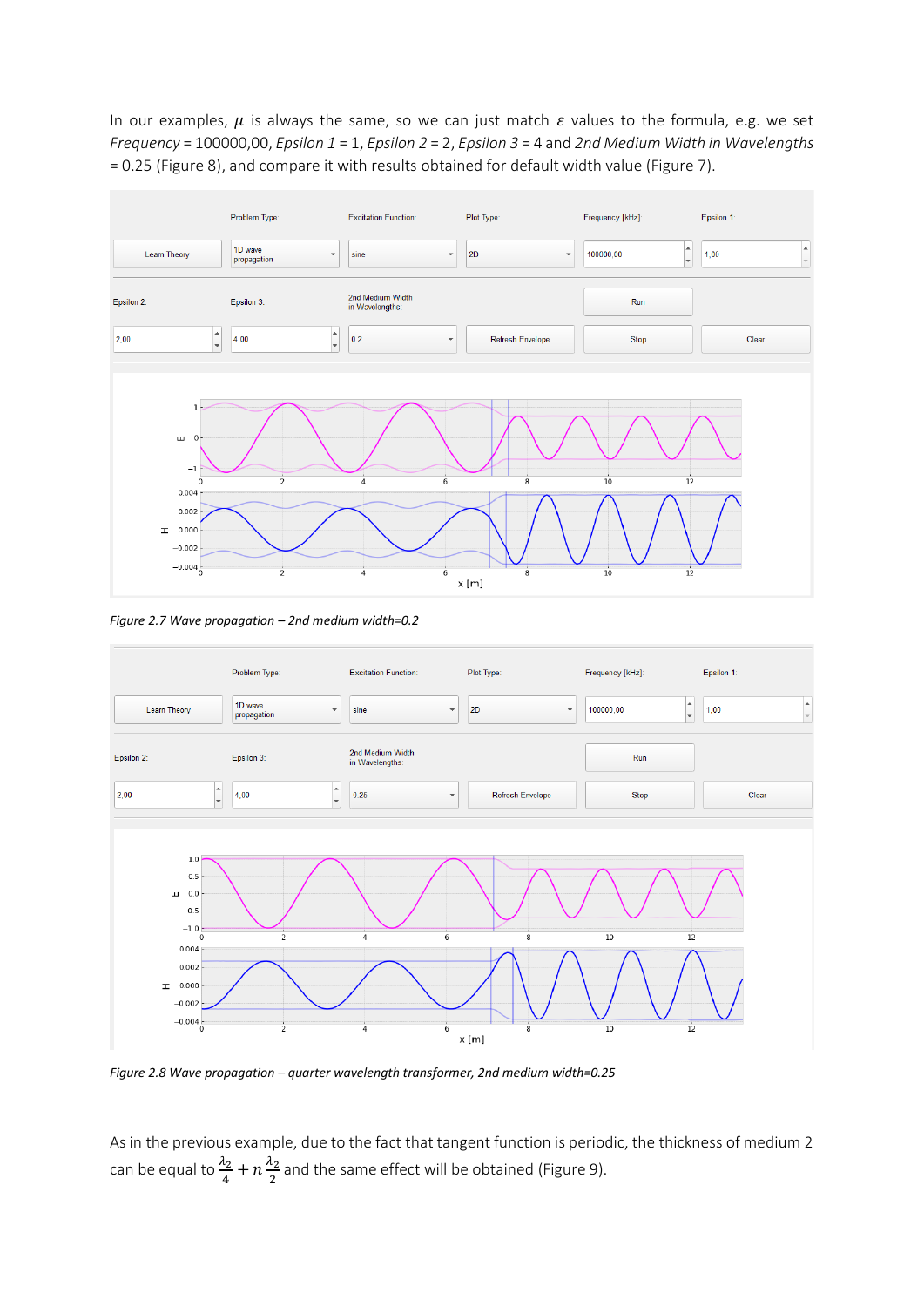In our examples, $\mu$ is always the same, so we can just match $\varepsilon$ values to the formula, e.g. we set *Frequency* = 100000,00, *Epsilon 1* = 1, *Epsilon 2* = 2, *Epsilon 3* = 4 and *2nd Medium Width in Wavelengths* = 0.25 (Figure 8), and compare it with results obtained for default width value (Figure 7).

Problem Type:
Excitation Function:
Plot Type:
Frequency [kHz]:
Epsilon 1:
Learn Theory
1D wave propagation
sine
2D
100000,00
1,00
Epsilon 2:
Epsilon 3:
2nd Medium Width in Wavelengths:
Run
2,00
4,00
0.2
Refresh Envelope
Stop
Clear

E
1
0
−1
0
2
4
6
8
10
12
H
0.004
0.002
0.000
−0.002
−0.004
0
2
4
6
8
10
12
x [m]

*Figure 2.7 Wave propagation – 2nd medium width=0.2*

Problem Type:
Excitation Function:
Plot Type:
Frequency [kHz]:
Epsilon 1:
Learn Theory
1D wave propagation
sine
2D
100000,00
1,00
Epsilon 2:
Epsilon 3:
2nd Medium Width in Wavelengths:
Run
2,00
4,00
0.25
Refresh Envelope
Stop
Clear

E
1.0
0.5
0.0
−0.5
−1.0
0
2
4
6
8
10
12
H
0.004
0.002
0.000
−0.002
−0.004
0
2
4
6
8
10
12
x [m]

*Figure 2.8 Wave propagation – quarter wavelength transformer, 2nd medium width=0.25*

As in the previous example, due to the fact that tangent function is periodic, the thickness of medium 2 can be equal to $\frac{\lambda_2}{4} + n\frac{\lambda_2}{2}$ and the same effect will be obtained (Figure 9).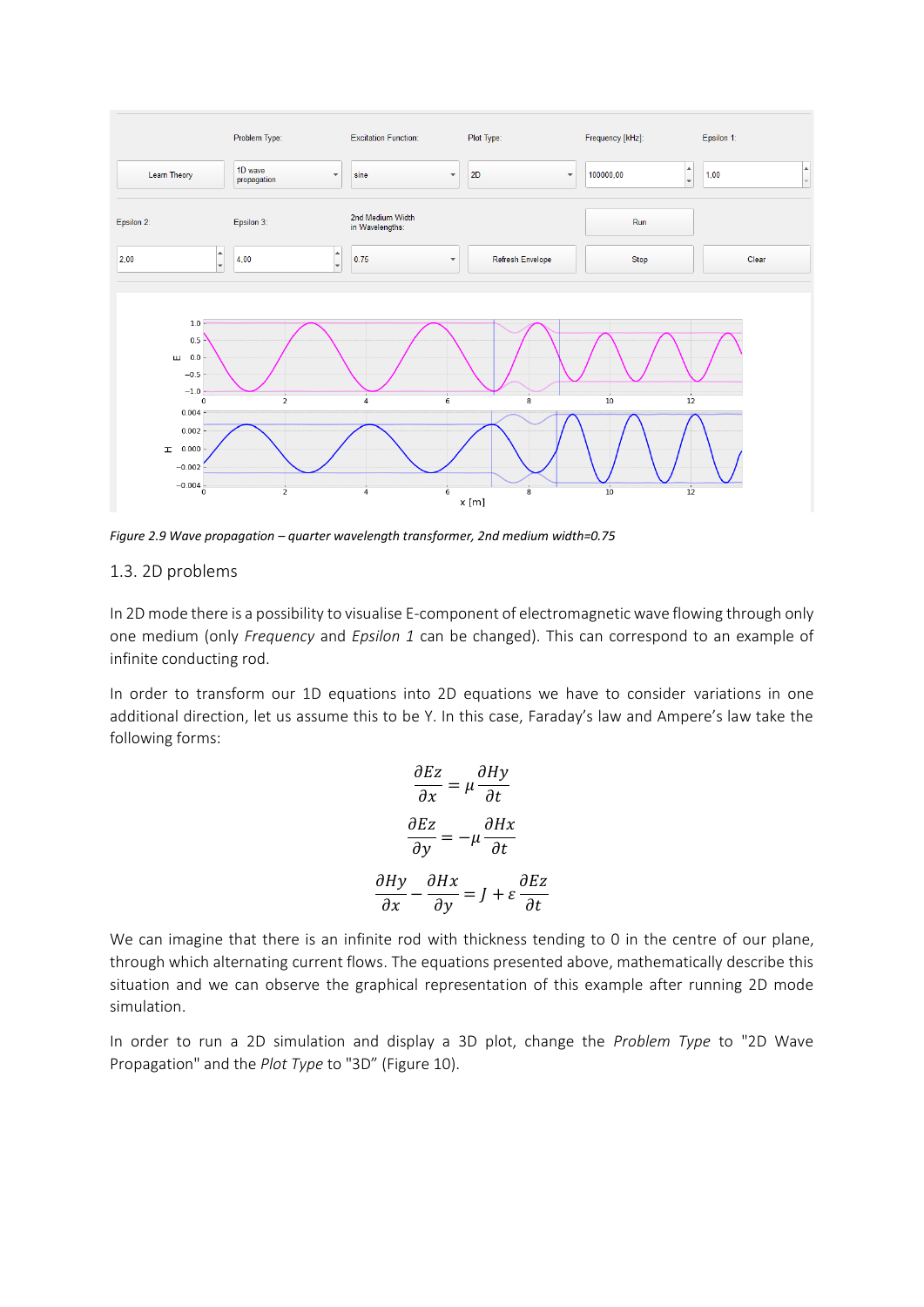Problem Type:
Excitation Function:
Plot Type:
Frequency [kHz]:
Epsilon 1:
Learn Theory
1D wave propagation
sine
2D
100000,00
1,00
Epsilon 2:
Epsilon 3:
2nd Medium Width in Wavelengths:
Run
2,00
4,00
0.75
Refresh Envelope
Stop
Clear

E
1.0
0.5
0.0
−0.5
−1.0
0
2
4
6
8
10
12
H
0.004
0.002
0.000
−0.002
−0.004
0
2
4
6
8
10
12
x [m]

*Figure 2.9 Wave propagation – quarter wavelength transformer, 2nd medium width=0.75*

## 1.3. 2D problems

In 2D mode there is a possibility to visualise E-component of electromagnetic wave flowing through only one medium (only *Frequency* and *Epsilon 1* can be changed). This can correspond to an example of infinite conducting rod.

In order to transform our 1D equations into 2D equations we have to consider variations in one additional direction, let us assume this to be Y. In this case, Faraday's law and Ampere's law take the following forms:

$$\frac{\partial Ez}{\partial x} = \mu \frac{\partial Hy}{\partial t}$$

$$\frac{\partial Ez}{\partial y} = -\mu \frac{\partial Hx}{\partial t}$$

$$\frac{\partial Hy}{\partial x} - \frac{\partial Hx}{\partial y} = J + \varepsilon \frac{\partial Ez}{\partial t}$$

We can imagine that there is an infinite rod with thickness tending to 0 in the centre of our plane, through which alternating current flows. The equations presented above, mathematically describe this situation and we can observe the graphical representation of this example after running 2D mode simulation.

In order to run a 2D simulation and display a 3D plot, change the *Problem Type* to "2D Wave Propagation" and the *Plot Type* to "3D" (Figure 10).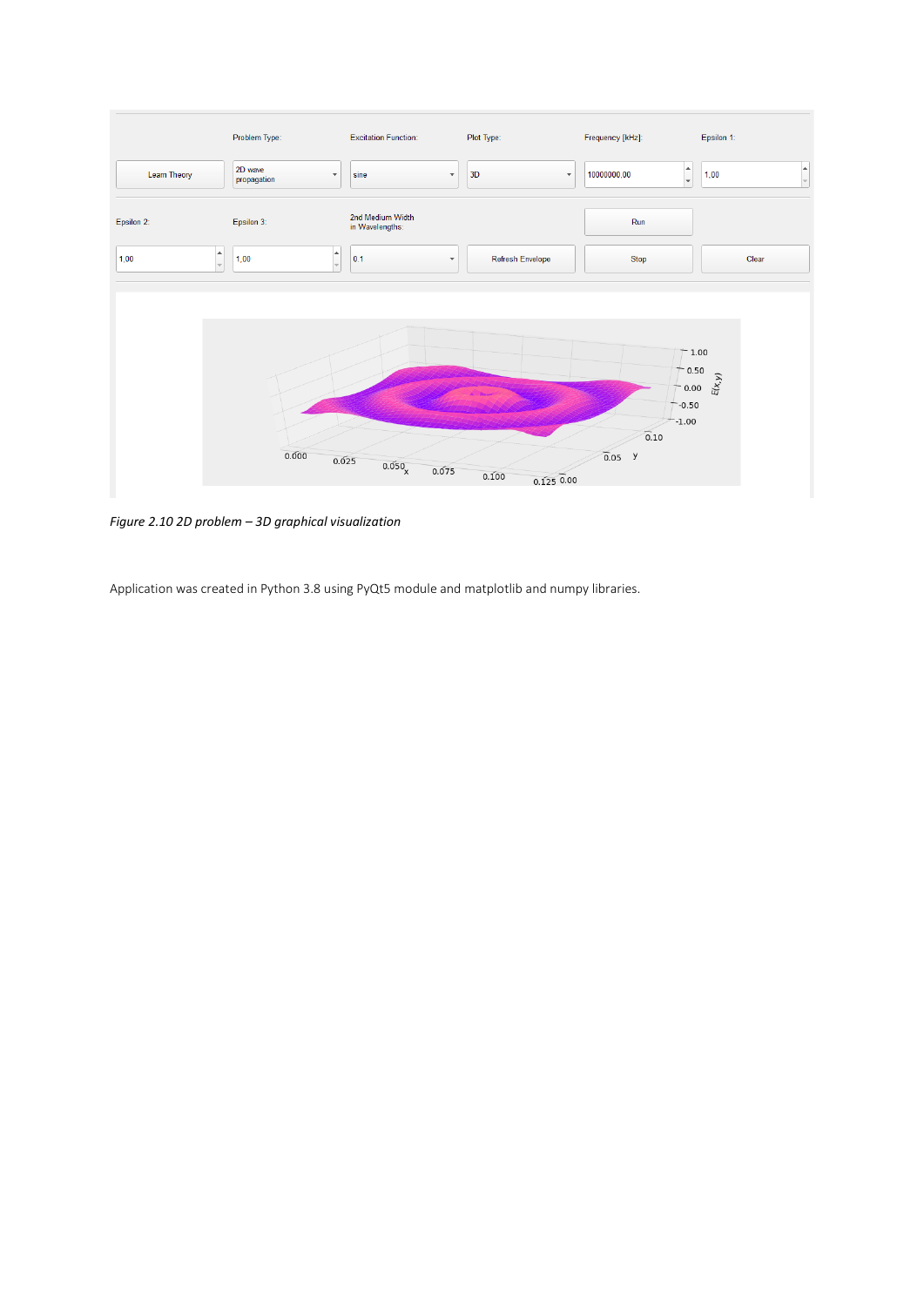Problem Type:
Excitation Function:
Plot Type:
Frequency [kHz]:
Epsilon 1:
Learn Theory
2D wave propagation
sine
3D
10000000,00
1,00
Epsilon 2:
Epsilon 3:
2nd Medium Width in Wavelengths:
Run
1,00
1,00
0.1
Refresh Envelope
Stop
Clear

1.00
0.50
0.00
-0.50
-1.00
E(x,y)
0.10
0.05
y
0.000
0.025
0.050
x
0.075
0.100
0.125
0.00

*Figure 2.10 2D problem – 3D graphical visualization*

Application was created in Python 3.8 using PyQt5 module and matplotlib and numpy libraries.